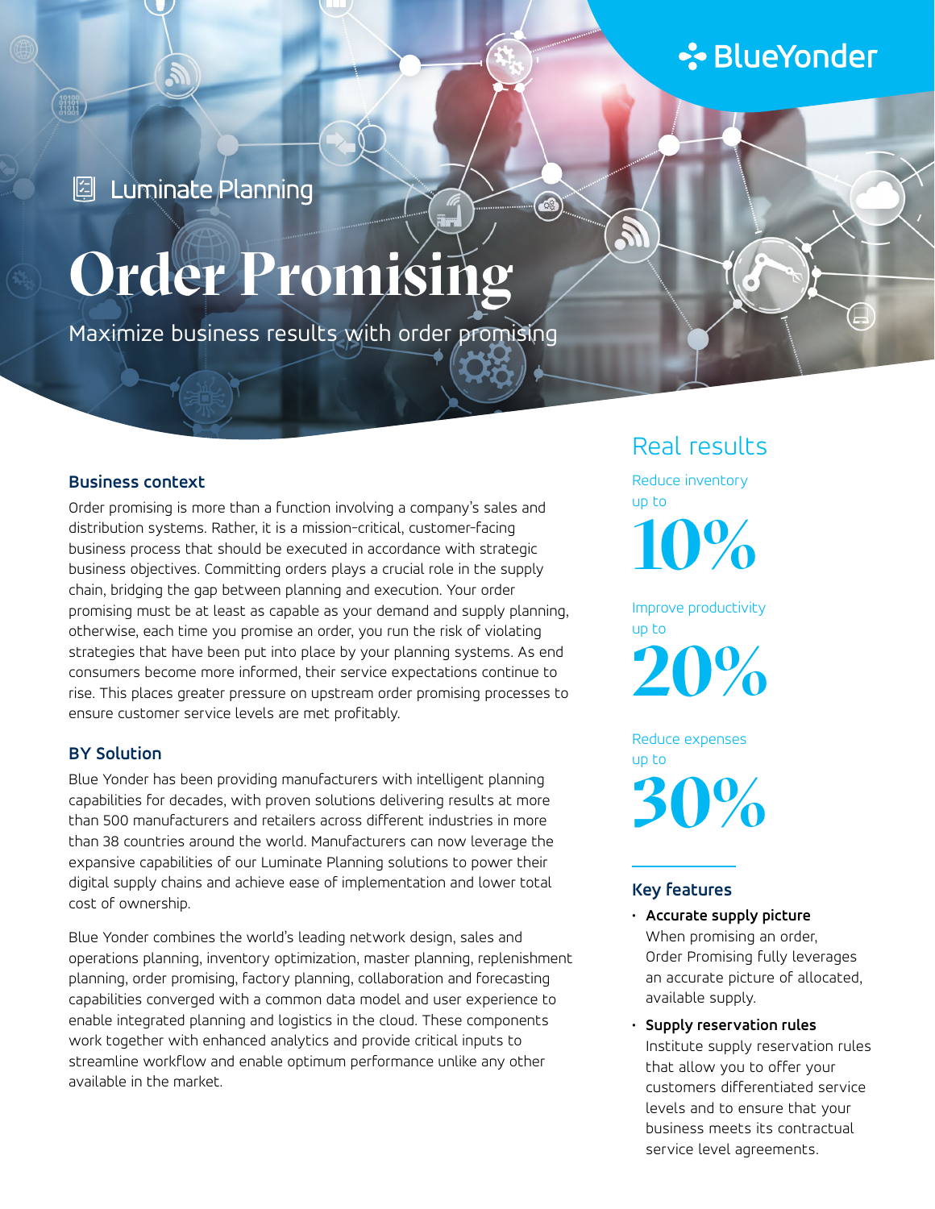BlueYonder

Luminate Planning

# Order Promising

Maximize business results with order promising

### Business context

Order promising is more than a function involving a company's sales and distribution systems. Rather, it is a mission-critical, customer-facing business process that should be executed in accordance with strategic business objectives. Committing orders plays a crucial role in the supply chain, bridging the gap between planning and execution. Your order promising must be at least as capable as your demand and supply planning, otherwise, each time you promise an order, you run the risk of violating strategies that have been put into place by your planning systems. As end consumers become more informed, their service expectations continue to rise. This places greater pressure on upstream order promising processes to ensure customer service levels are met profitably.

### BY Solution

Blue Yonder has been providing manufacturers with intelligent planning capabilities for decades, with proven solutions delivering results at more than 500 manufacturers and retailers across different industries in more than 38 countries around the world. Manufacturers can now leverage the expansive capabilities of our Luminate Planning solutions to power their digital supply chains and achieve ease of implementation and lower total cost of ownership.

Blue Yonder combines the world's leading network design, sales and operations planning, inventory optimization, master planning, replenishment planning, order promising, factory planning, collaboration and forecasting capabilities converged with a common data model and user experience to enable integrated planning and logistics in the cloud. These components work together with enhanced analytics and provide critical inputs to streamline workflow and enable optimum performance unlike any other available in the market.

## Real results

Reduce inventory up to

**10%**

Improve productivity up to

**20%**

Reduce expenses up to

**30%**

### Key features

- **Accurate supply picture**
  When promising an order, Order Promising fully leverages an accurate picture of allocated, available supply.
- **Supply reservation rules**
  Institute supply reservation rules that allow you to offer your customers differentiated service levels and to ensure that your business meets its contractual service level agreements.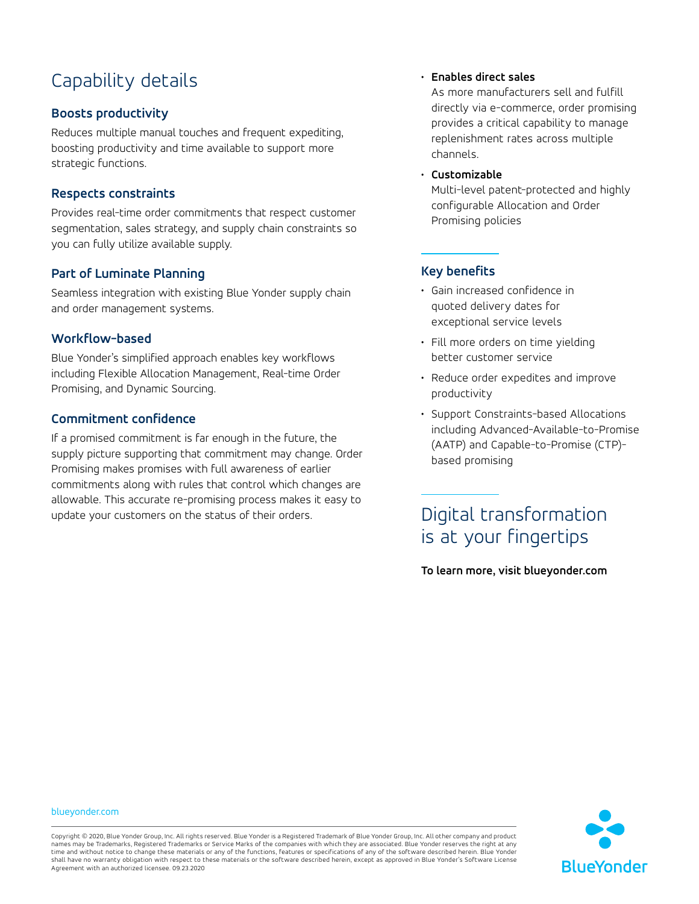# Capability details

### Boosts productivity

Reduces multiple manual touches and frequent expediting, boosting productivity and time available to support more strategic functions.

### Respects constraints

Provides real-time order commitments that respect customer segmentation, sales strategy, and supply chain constraints so you can fully utilize available supply.

### Part of Luminate Planning

Seamless integration with existing Blue Yonder supply chain and order management systems.

### Workflow-based

Blue Yonder's simplified approach enables key workflows including Flexible Allocation Management, Real-time Order Promising, and Dynamic Sourcing.

### Commitment confidence

If a promised commitment is far enough in the future, the supply picture supporting that commitment may change. Order Promising makes promises with full awareness of earlier commitments along with rules that control which changes are allowable. This accurate re-promising process makes it easy to update your customers on the status of their orders.

- **Enables direct sales**
  As more manufacturers sell and fulfill directly via e-commerce, order promising provides a critical capability to manage replenishment rates across multiple channels.
- **Customizable**
  Multi-level patent-protected and highly configurable Allocation and Order Promising policies

### Key benefits

- Gain increased confidence in quoted delivery dates for exceptional service levels
- Fill more orders on time yielding better customer service
- Reduce order expedites and improve productivity
- Support Constraints-based Allocations including Advanced-Available-to-Promise (AATP) and Capable-to-Promise (CTP)-based promising

## Digital transformation is at your fingertips

**To learn more, visit blueyonder.com**

blueyonder.com

Copyright © 2020, Blue Yonder Group, Inc. All rights reserved. Blue Yonder is a Registered Trademark of Blue Yonder Group, Inc. All other company and product names may be Trademarks, Registered Trademarks or Service Marks of the companies with which they are associated. Blue Yonder reserves the right at any time and without notice to change these materials or any of the functions, features or specifications of any of the software described herein. Blue Yonder shall have no warranty obligation with respect to these materials or the software described herein, except as approved in Blue Yonder's Software License Agreement with an authorized licensee. 09.23.2020

BlueYonder